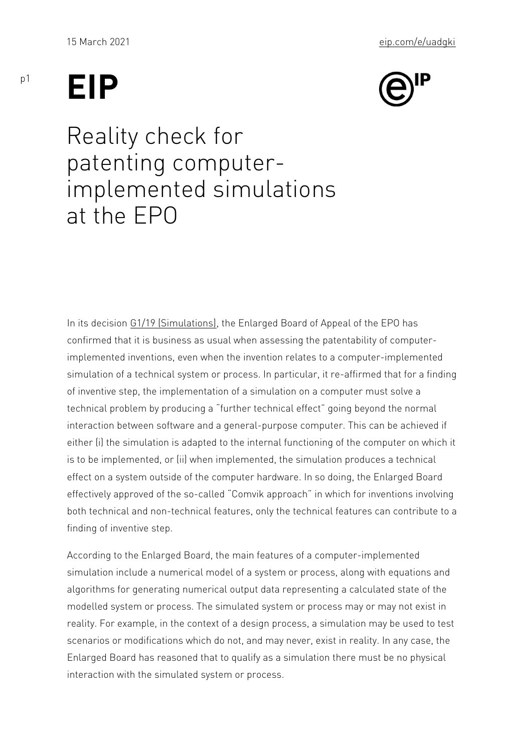# Reality check for patenting computer-implemented simulations at the EPO

In its decision G1/19 (Simulations), the Enlarged Board of Appeal of the EPO has confirmed that it is business as usual when assessing the patentability of computer-implemented inventions, even when the invention relates to a computer-implemented simulation of a technical system or process. In particular, it re-affirmed that for a finding of inventive step, the implementation of a simulation on a computer must solve a technical problem by producing a "further technical effect" going beyond the normal interaction between software and a general-purpose computer. This can be achieved if either (i) the simulation is adapted to the internal functioning of the computer on which it is to be implemented, or (ii) when implemented, the simulation produces a technical effect on a system outside of the computer hardware. In so doing, the Enlarged Board effectively approved of the so-called "Comvik approach" in which for inventions involving both technical and non-technical features, only the technical features can contribute to a finding of inventive step.

According to the Enlarged Board, the main features of a computer-implemented simulation include a numerical model of a system or process, along with equations and algorithms for generating numerical output data representing a calculated state of the modelled system or process. The simulated system or process may or may not exist in reality. For example, in the context of a design process, a simulation may be used to test scenarios or modifications which do not, and may never, exist in reality. In any case, the Enlarged Board has reasoned that to qualify as a simulation there must be no physical interaction with the simulated system or process.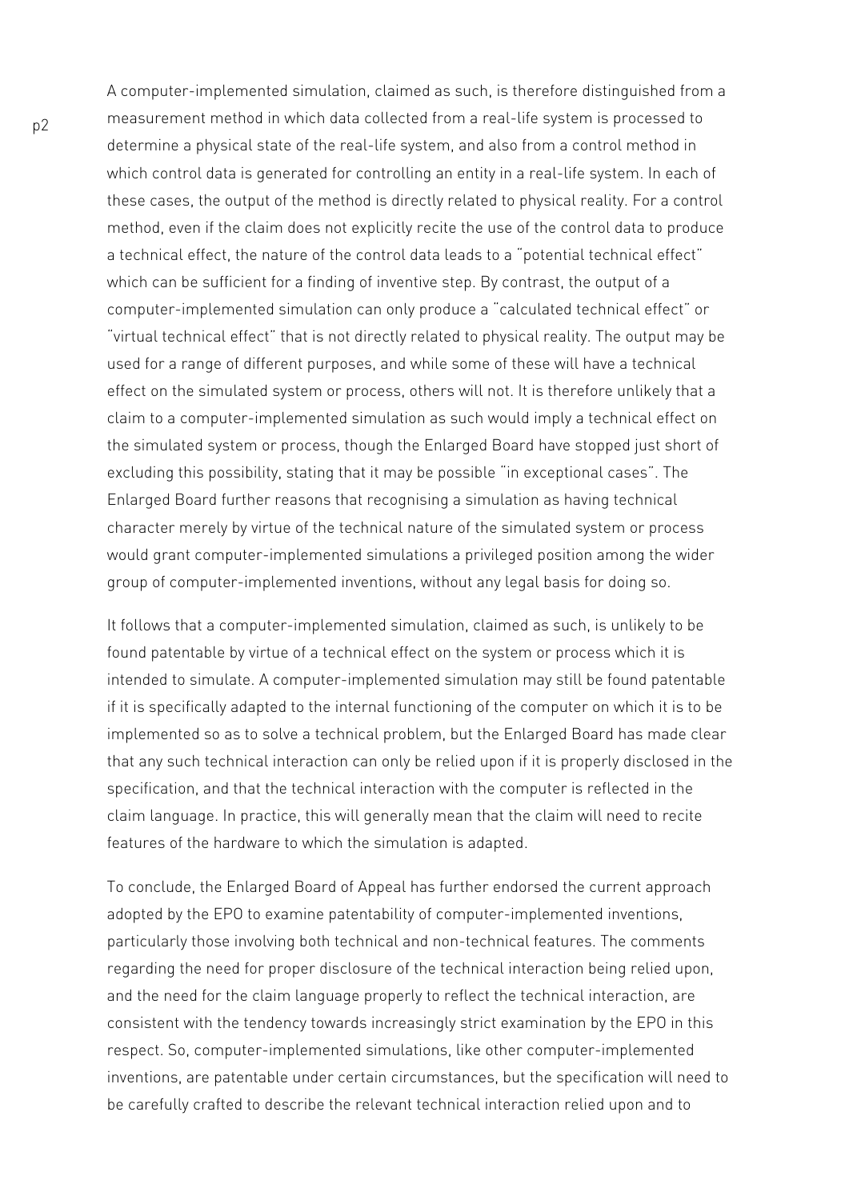A computer-implemented simulation, claimed as such, is therefore distinguished from a measurement method in which data collected from a real-life system is processed to determine a physical state of the real-life system, and also from a control method in which control data is generated for controlling an entity in a real-life system. In each of these cases, the output of the method is directly related to physical reality. For a control method, even if the claim does not explicitly recite the use of the control data to produce a technical effect, the nature of the control data leads to a "potential technical effect" which can be sufficient for a finding of inventive step. By contrast, the output of a computer-implemented simulation can only produce a "calculated technical effect" or "virtual technical effect" that is not directly related to physical reality. The output may be used for a range of different purposes, and while some of these will have a technical effect on the simulated system or process, others will not. It is therefore unlikely that a claim to a computer-implemented simulation as such would imply a technical effect on the simulated system or process, though the Enlarged Board have stopped just short of excluding this possibility, stating that it may be possible "in exceptional cases". The Enlarged Board further reasons that recognising a simulation as having technical character merely by virtue of the technical nature of the simulated system or process would grant computer-implemented simulations a privileged position among the wider group of computer-implemented inventions, without any legal basis for doing so.

It follows that a computer-implemented simulation, claimed as such, is unlikely to be found patentable by virtue of a technical effect on the system or process which it is intended to simulate. A computer-implemented simulation may still be found patentable if it is specifically adapted to the internal functioning of the computer on which it is to be implemented so as to solve a technical problem, but the Enlarged Board has made clear that any such technical interaction can only be relied upon if it is properly disclosed in the specification, and that the technical interaction with the computer is reflected in the claim language. In practice, this will generally mean that the claim will need to recite features of the hardware to which the simulation is adapted.

To conclude, the Enlarged Board of Appeal has further endorsed the current approach adopted by the EPO to examine patentability of computer-implemented inventions, particularly those involving both technical and non-technical features. The comments regarding the need for proper disclosure of the technical interaction being relied upon, and the need for the claim language properly to reflect the technical interaction, are consistent with the tendency towards increasingly strict examination by the EPO in this respect. So, computer-implemented simulations, like other computer-implemented inventions, are patentable under certain circumstances, but the specification will need to be carefully crafted to describe the relevant technical interaction relied upon and to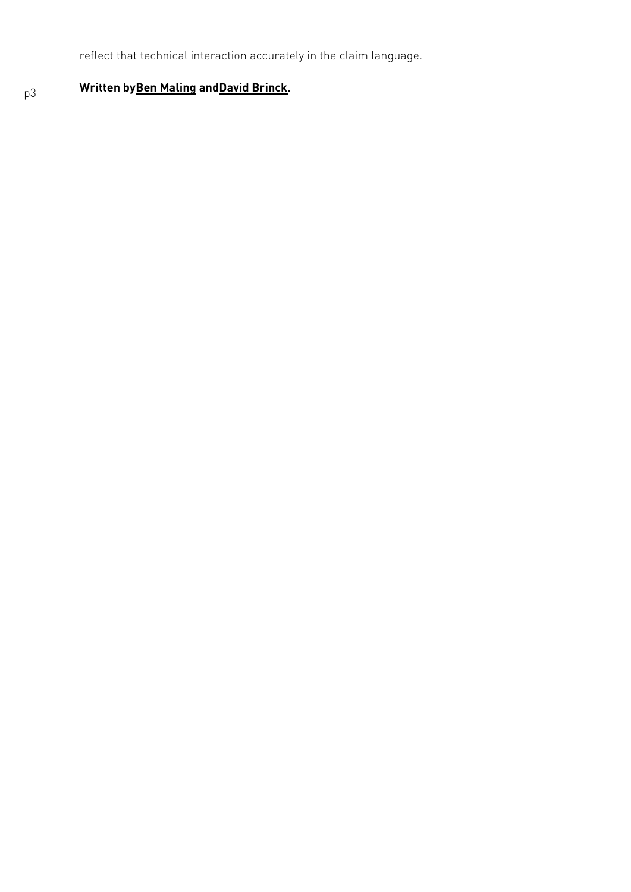reflect that technical interaction accurately in the claim language.

**Written by Ben Maling and David Brinck.**